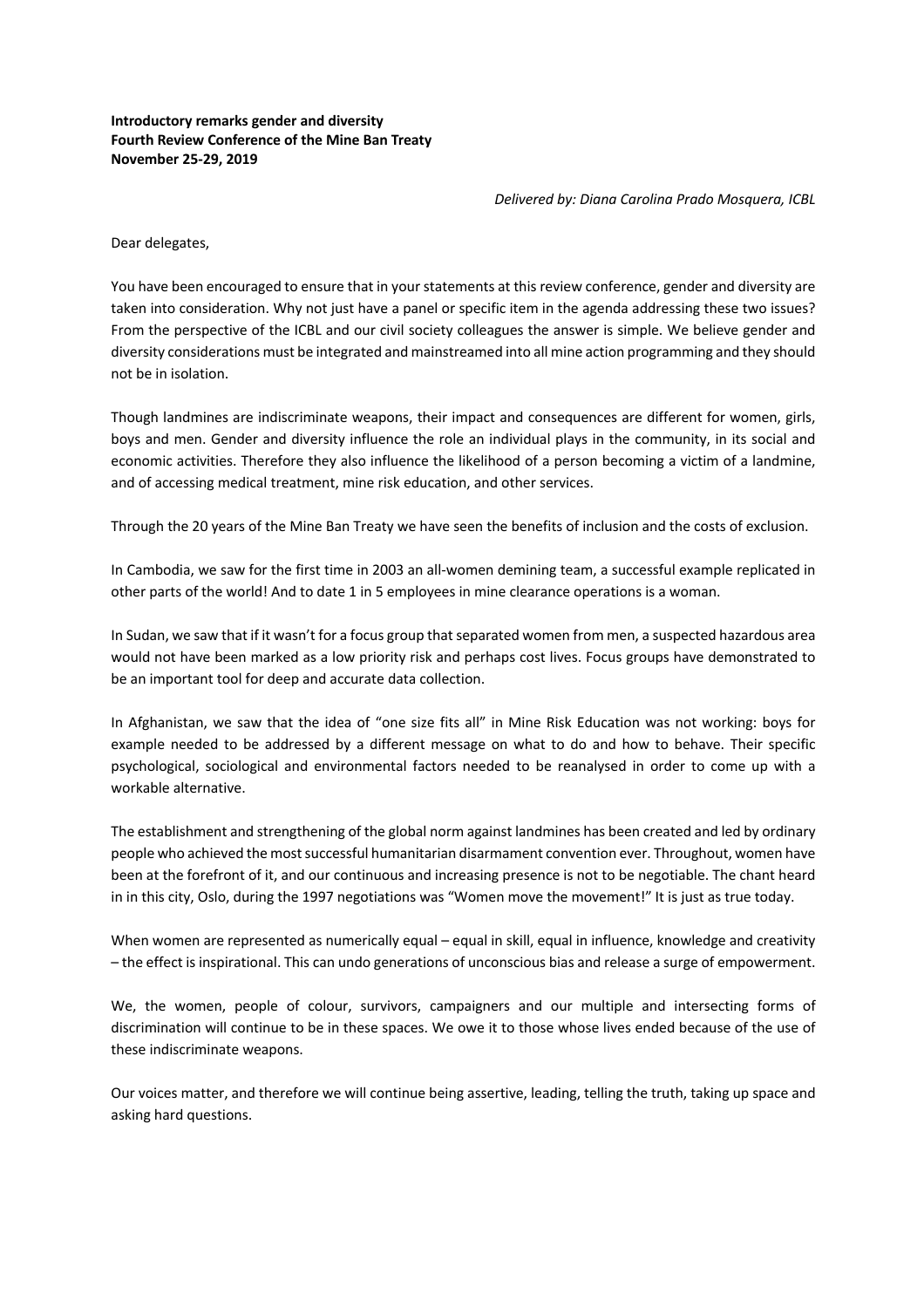**Introductory remarks gender and diversity**
**Fourth Review Conference of the Mine Ban Treaty**
**November 25-29, 2019**

*Delivered by: Diana Carolina Prado Mosquera, ICBL*

Dear delegates,

You have been encouraged to ensure that in your statements at this review conference, gender and diversity are taken into consideration. Why not just have a panel or specific item in the agenda addressing these two issues? From the perspective of the ICBL and our civil society colleagues the answer is simple. We believe gender and diversity considerations must be integrated and mainstreamed into all mine action programming and they should not be in isolation.

Though landmines are indiscriminate weapons, their impact and consequences are different for women, girls, boys and men. Gender and diversity influence the role an individual plays in the community, in its social and economic activities. Therefore they also influence the likelihood of a person becoming a victim of a landmine, and of accessing medical treatment, mine risk education, and other services.

Through the 20 years of the Mine Ban Treaty we have seen the benefits of inclusion and the costs of exclusion.

In Cambodia, we saw for the first time in 2003 an all-women demining team, a successful example replicated in other parts of the world! And to date 1 in 5 employees in mine clearance operations is a woman.

In Sudan, we saw that if it wasn't for a focus group that separated women from men, a suspected hazardous area would not have been marked as a low priority risk and perhaps cost lives. Focus groups have demonstrated to be an important tool for deep and accurate data collection.

In Afghanistan, we saw that the idea of "one size fits all" in Mine Risk Education was not working: boys for example needed to be addressed by a different message on what to do and how to behave. Their specific psychological, sociological and environmental factors needed to be reanalysed in order to come up with a workable alternative.

The establishment and strengthening of the global norm against landmines has been created and led by ordinary people who achieved the most successful humanitarian disarmament convention ever. Throughout, women have been at the forefront of it, and our continuous and increasing presence is not to be negotiable. The chant heard in in this city, Oslo, during the 1997 negotiations was "Women move the movement!" It is just as true today.

When women are represented as numerically equal – equal in skill, equal in influence, knowledge and creativity – the effect is inspirational. This can undo generations of unconscious bias and release a surge of empowerment.

We, the women, people of colour, survivors, campaigners and our multiple and intersecting forms of discrimination will continue to be in these spaces. We owe it to those whose lives ended because of the use of these indiscriminate weapons.

Our voices matter, and therefore we will continue being assertive, leading, telling the truth, taking up space and asking hard questions.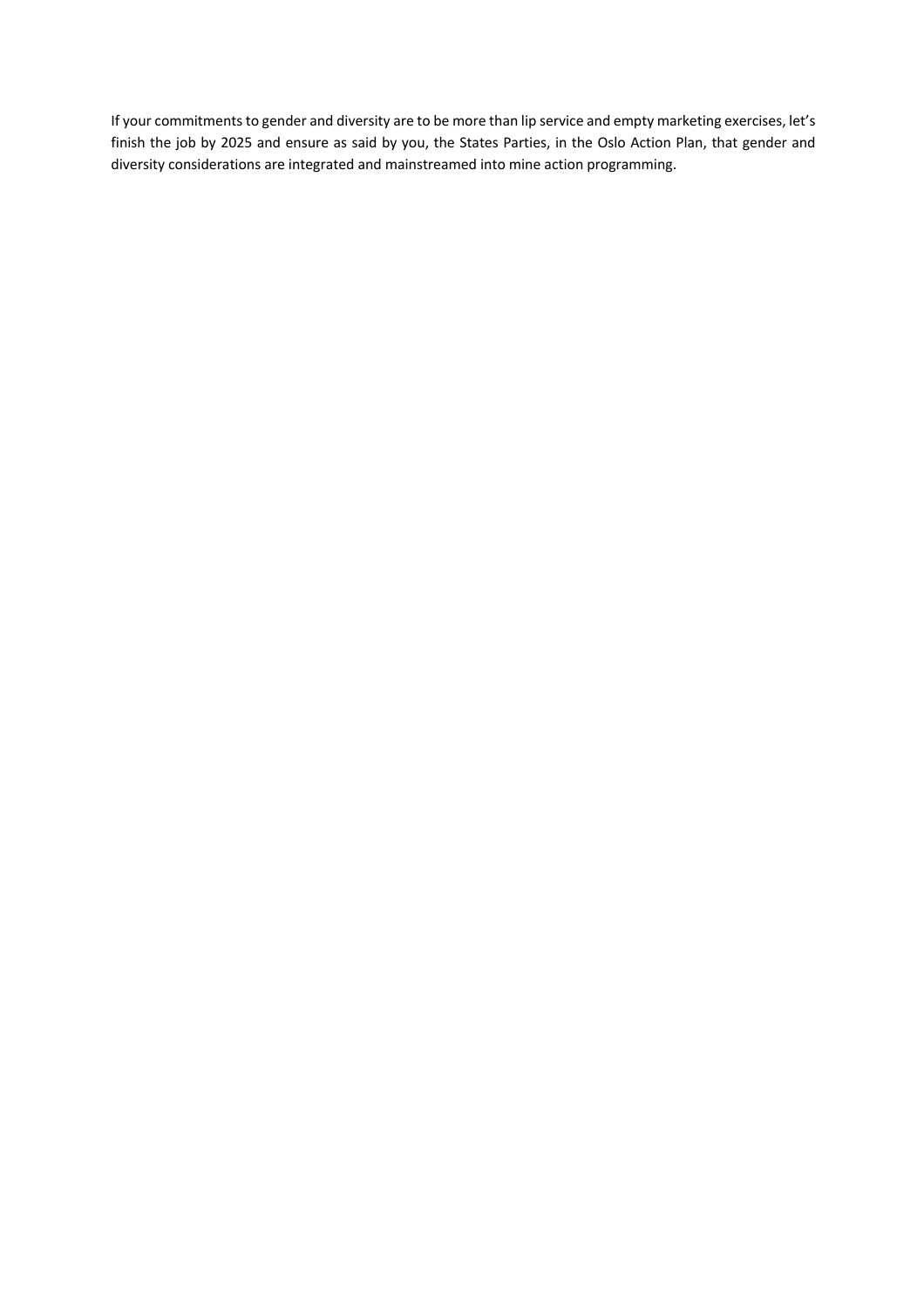If your commitments to gender and diversity are to be more than lip service and empty marketing exercises, let's finish the job by 2025 and ensure as said by you, the States Parties, in the Oslo Action Plan, that gender and diversity considerations are integrated and mainstreamed into mine action programming.